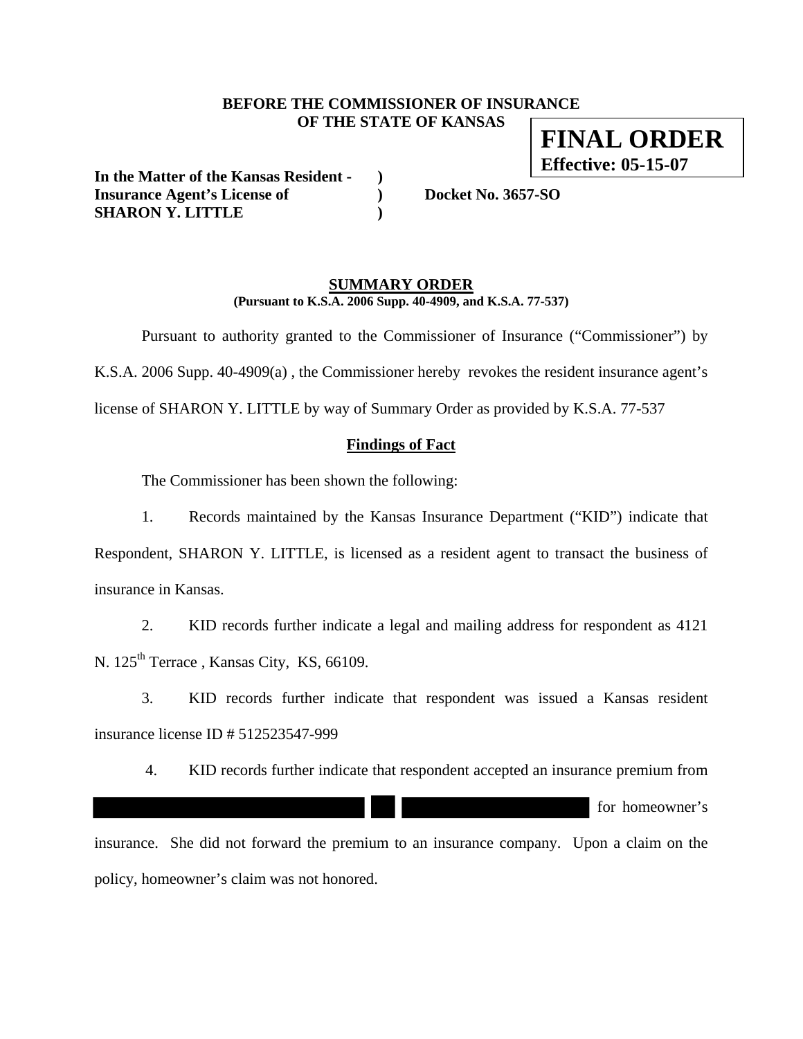**BEFORE THE COMMISSIONER OF INSURANCE**
**OF THE STATE OF KANSAS**

**FINAL ORDER**
**Effective: 05-15-07**

**In the Matter of the Kansas Resident - )**
**Insurance Agent's License of )** **Docket No. 3657-SO**
**SHARON Y. LITTLE )**

## SUMMARY ORDER

**(Pursuant to K.S.A. 2006 Supp. 40-4909, and K.S.A. 77-537)**

Pursuant to authority granted to the Commissioner of Insurance ("Commissioner") by K.S.A. 2006 Supp. 40-4909(a) , the Commissioner hereby revokes the resident insurance agent's license of SHARON Y. LITTLE by way of Summary Order as provided by K.S.A. 77-537

### Findings of Fact

The Commissioner has been shown the following:

1. Records maintained by the Kansas Insurance Department ("KID") indicate that Respondent, SHARON Y. LITTLE, is licensed as a resident agent to transact the business of insurance in Kansas.

2. KID records further indicate a legal and mailing address for respondent as 4121 N. 125th Terrace , Kansas City, KS, 66109.

3. KID records further indicate that respondent was issued a Kansas resident insurance license ID # 512523547-999

4. KID records further indicate that respondent accepted an insurance premium from [REDACTED] for homeowner's insurance. She did not forward the premium to an insurance company. Upon a claim on the policy, homeowner's claim was not honored.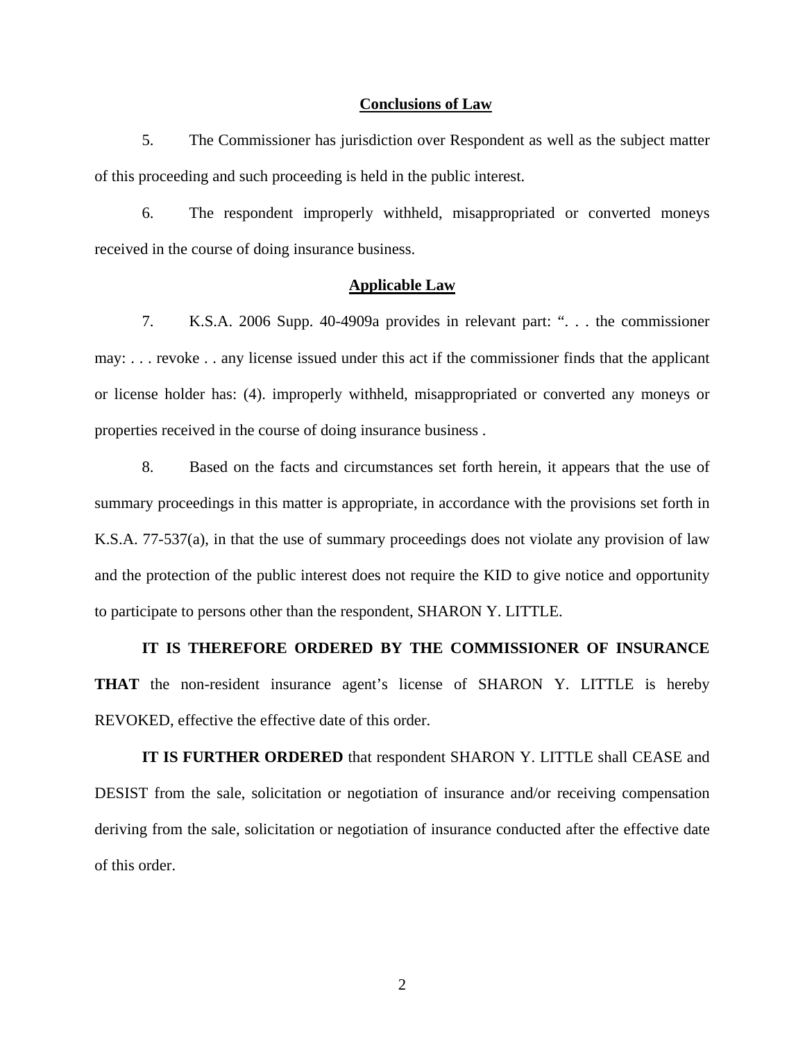## Conclusions of Law

5. The Commissioner has jurisdiction over Respondent as well as the subject matter of this proceeding and such proceeding is held in the public interest.

6. The respondent improperly withheld, misappropriated or converted moneys received in the course of doing insurance business.

## Applicable Law

7. K.S.A. 2006 Supp. 40-4909a provides in relevant part: ". . . the commissioner may: . . . revoke . . any license issued under this act if the commissioner finds that the applicant or license holder has: (4). improperly withheld, misappropriated or converted any moneys or properties received in the course of doing insurance business .

8. Based on the facts and circumstances set forth herein, it appears that the use of summary proceedings in this matter is appropriate, in accordance with the provisions set forth in K.S.A. 77-537(a), in that the use of summary proceedings does not violate any provision of law and the protection of the public interest does not require the KID to give notice and opportunity to participate to persons other than the respondent, SHARON Y. LITTLE.

**IT IS THEREFORE ORDERED BY THE COMMISSIONER OF INSURANCE THAT** the non-resident insurance agent's license of SHARON Y. LITTLE is hereby REVOKED, effective the effective date of this order.

**IT IS FURTHER ORDERED** that respondent SHARON Y. LITTLE shall CEASE and DESIST from the sale, solicitation or negotiation of insurance and/or receiving compensation deriving from the sale, solicitation or negotiation of insurance conducted after the effective date of this order.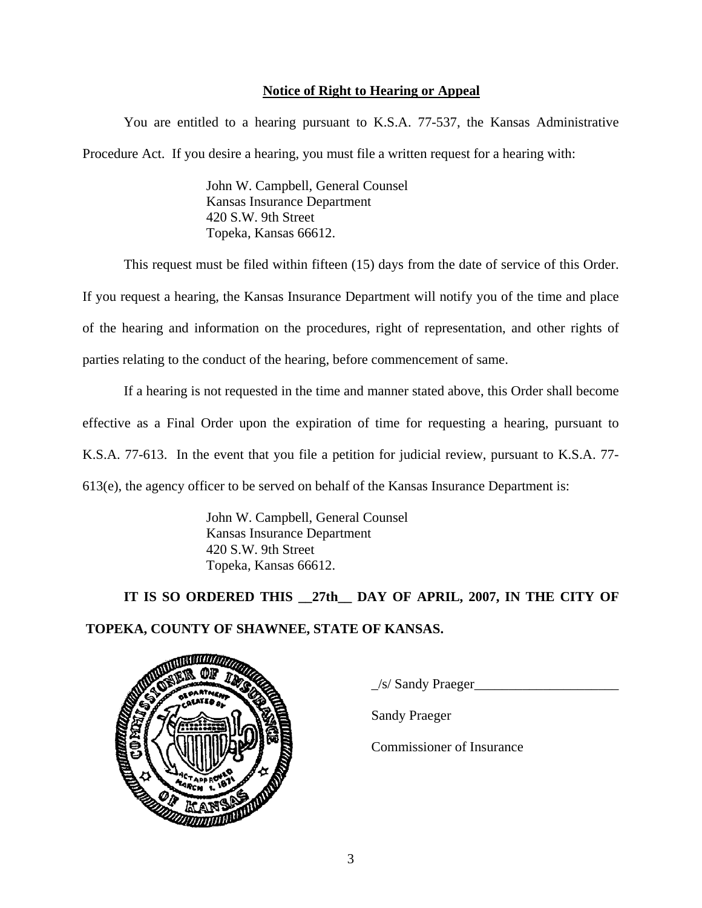**Notice of Right to Hearing or Appeal**

You are entitled to a hearing pursuant to K.S.A. 77-537, the Kansas Administrative Procedure Act. If you desire a hearing, you must file a written request for a hearing with:

> John W. Campbell, General Counsel
> Kansas Insurance Department
> 420 S.W. 9th Street
> Topeka, Kansas 66612.

This request must be filed within fifteen (15) days from the date of service of this Order. If you request a hearing, the Kansas Insurance Department will notify you of the time and place of the hearing and information on the procedures, right of representation, and other rights of parties relating to the conduct of the hearing, before commencement of same.

If a hearing is not requested in the time and manner stated above, this Order shall become effective as a Final Order upon the expiration of time for requesting a hearing, pursuant to K.S.A. 77-613. In the event that you file a petition for judicial review, pursuant to K.S.A. 77-613(e), the agency officer to be served on behalf of the Kansas Insurance Department is:

> John W. Campbell, General Counsel
> Kansas Insurance Department
> 420 S.W. 9th Street
> Topeka, Kansas 66612.

**IT IS SO ORDERED THIS __27th__ DAY OF APRIL, 2007, IN THE CITY OF TOPEKA, COUNTY OF SHAWNEE, STATE OF KANSAS.**

_/s/ Sandy Praeger_____________________

Sandy Praeger

Commissioner of Insurance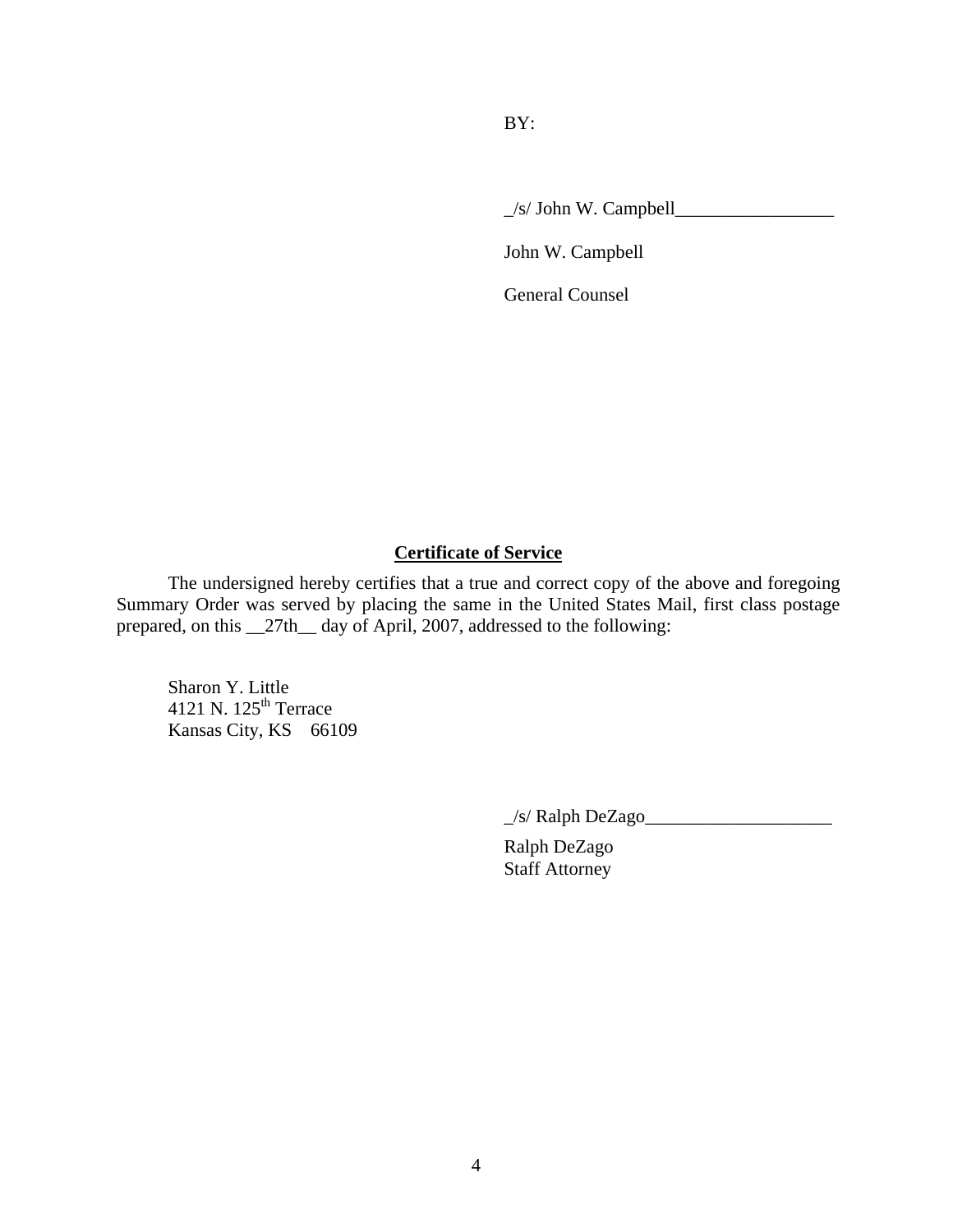BY:

_/s/ John W. Campbell_________________

John W. Campbell

General Counsel

**Certificate of Service**

The undersigned hereby certifies that a true and correct copy of the above and foregoing Summary Order was served by placing the same in the United States Mail, first class postage prepared, on this __27th__ day of April, 2007, addressed to the following:

Sharon Y. Little  
4121 N. 125th Terrace  
Kansas City, KS 66109

_/s/ Ralph DeZago____________________

Ralph DeZago  
Staff Attorney